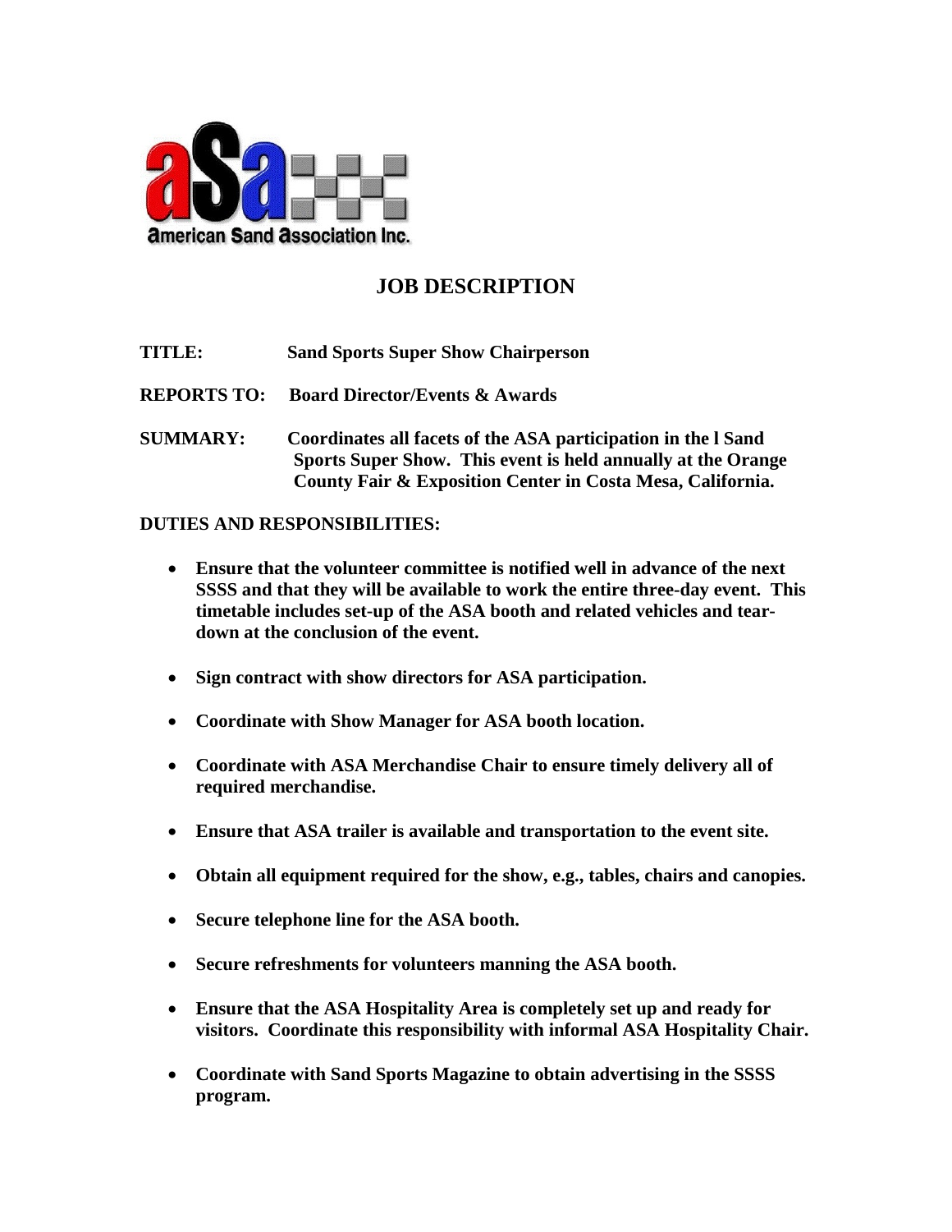# JOB DESCRIPTION

**TITLE:** Sand Sports Super Show Chairperson

**REPORTS TO:** Board Director/Events & Awards

**SUMMARY:** Coordinates all facets of the ASA participation in the l Sand Sports Super Show. This event is held annually at the Orange County Fair & Exposition Center in Costa Mesa, California.

**DUTIES AND RESPONSIBILITIES:**

- **Ensure that the volunteer committee is notified well in advance of the next SSSS and that they will be available to work the entire three-day event. This timetable includes set-up of the ASA booth and related vehicles and tear-down at the conclusion of the event.**
- **Sign contract with show directors for ASA participation.**
- **Coordinate with Show Manager for ASA booth location.**
- **Coordinate with ASA Merchandise Chair to ensure timely delivery all of required merchandise.**
- **Ensure that ASA trailer is available and transportation to the event site.**
- **Obtain all equipment required for the show, e.g., tables, chairs and canopies.**
- **Secure telephone line for the ASA booth.**
- **Secure refreshments for volunteers manning the ASA booth.**
- **Ensure that the ASA Hospitality Area is completely set up and ready for visitors. Coordinate this responsibility with informal ASA Hospitality Chair.**
- **Coordinate with Sand Sports Magazine to obtain advertising in the SSSS program.**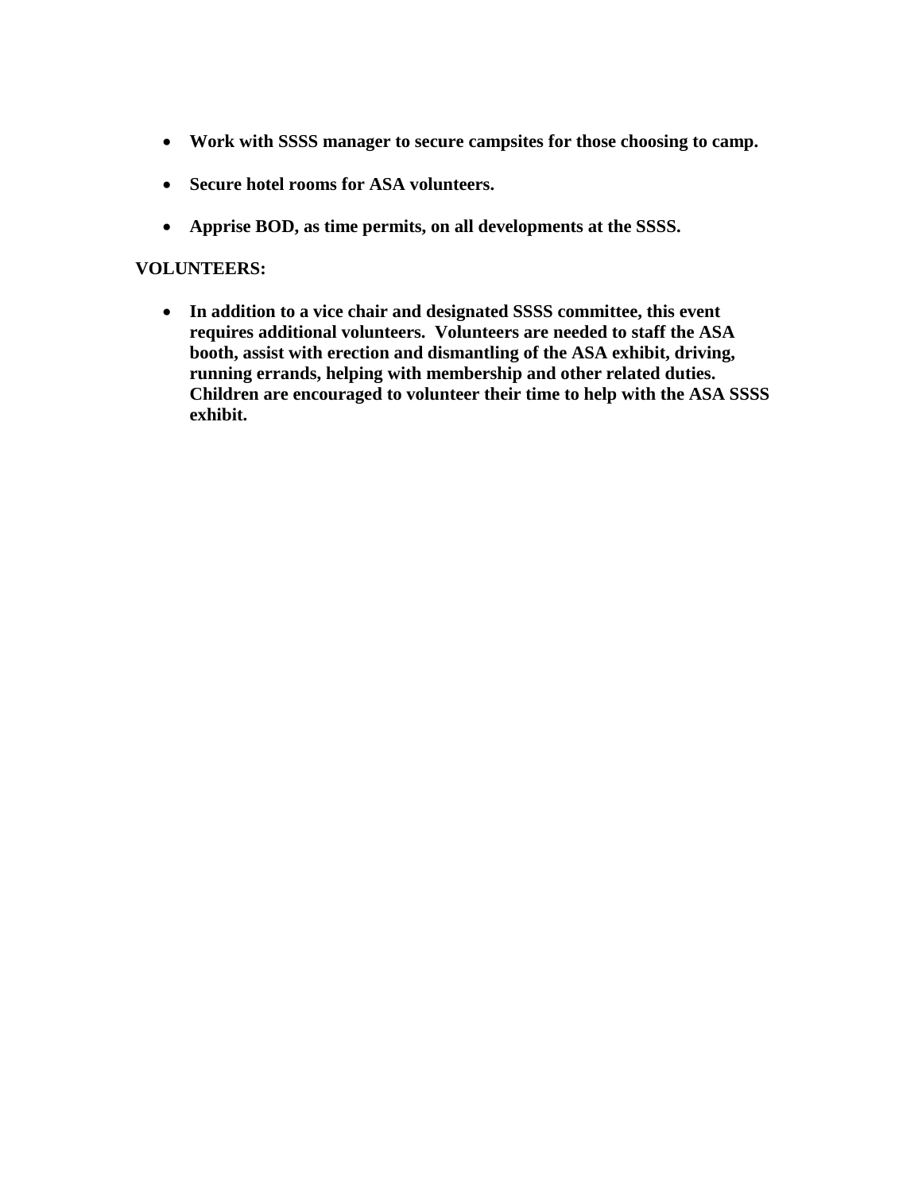- **Work with SSSS manager to secure campsites for those choosing to camp.**

- **Secure hotel rooms for ASA volunteers.**

- **Apprise BOD, as time permits, on all developments at the SSSS.**

**VOLUNTEERS:**

- **In addition to a vice chair and designated SSSS committee, this event requires additional volunteers. Volunteers are needed to staff the ASA booth, assist with erection and dismantling of the ASA exhibit, driving, running errands, helping with membership and other related duties. Children are encouraged to volunteer their time to help with the ASA SSSS exhibit.**